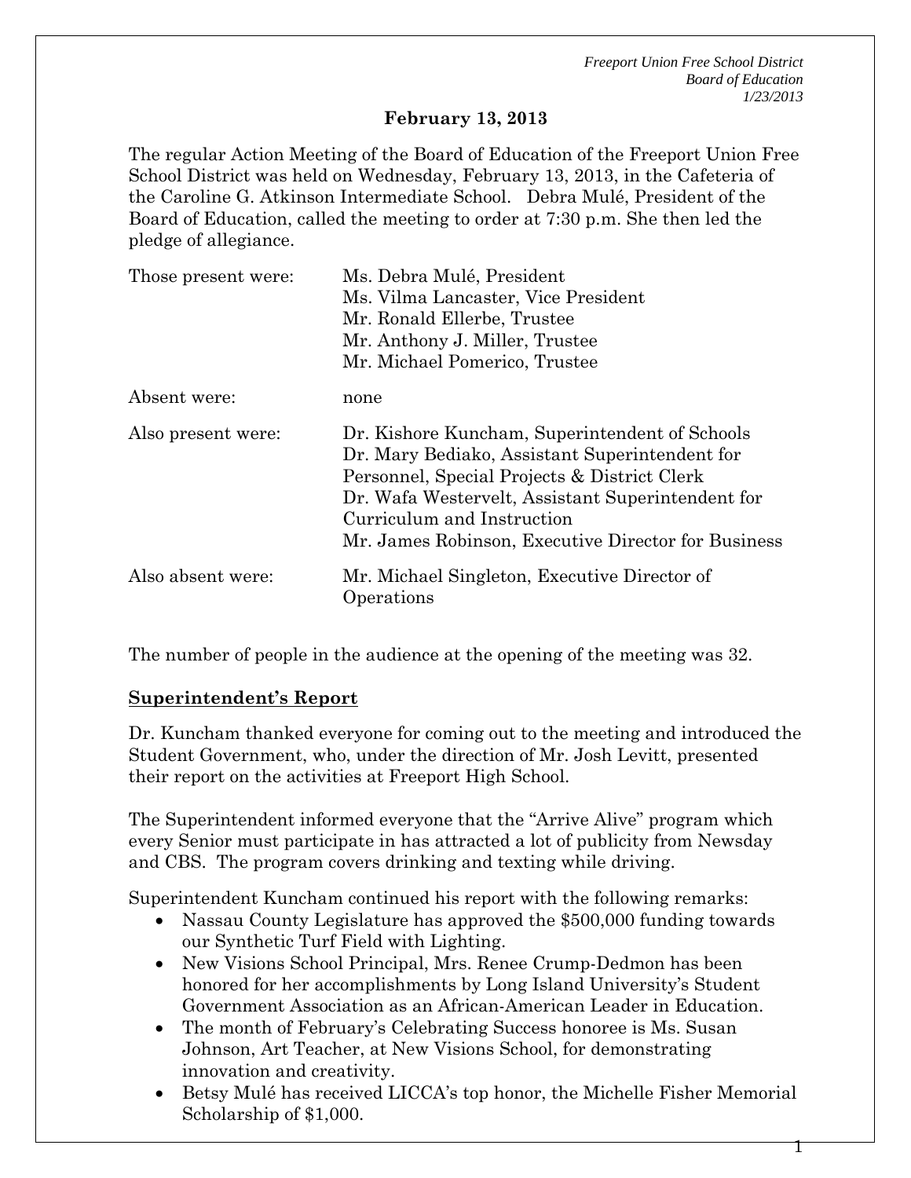*Freeport Union Free School District*
*Board of Education*
*1/23/2013*

**February 13, 2013**

The regular Action Meeting of the Board of Education of the Freeport Union Free School District was held on Wednesday, February 13, 2013, in the Cafeteria of the Caroline G. Atkinson Intermediate School. Debra Mulé, President of the Board of Education, called the meeting to order at 7:30 p.m. She then led the pledge of allegiance.

| | |
|---|---|
| Those present were: | Ms. Debra Mulé, President<br>Ms. Vilma Lancaster, Vice President<br>Mr. Ronald Ellerbe, Trustee<br>Mr. Anthony J. Miller, Trustee<br>Mr. Michael Pomerico, Trustee |
| Absent were: | none |
| Also present were: | Dr. Kishore Kuncham, Superintendent of Schools<br>Dr. Mary Bediako, Assistant Superintendent for Personnel, Special Projects & District Clerk<br>Dr. Wafa Westervelt, Assistant Superintendent for Curriculum and Instruction<br>Mr. James Robinson, Executive Director for Business |
| Also absent were: | Mr. Michael Singleton, Executive Director of Operations |

The number of people in the audience at the opening of the meeting was 32.

**Superintendent's Report**

Dr. Kuncham thanked everyone for coming out to the meeting and introduced the Student Government, who, under the direction of Mr. Josh Levitt, presented their report on the activities at Freeport High School.

The Superintendent informed everyone that the "Arrive Alive" program which every Senior must participate in has attracted a lot of publicity from Newsday and CBS. The program covers drinking and texting while driving.

Superintendent Kuncham continued his report with the following remarks:

- Nassau County Legislature has approved the $500,000 funding towards our Synthetic Turf Field with Lighting.
- New Visions School Principal, Mrs. Renee Crump-Dedmon has been honored for her accomplishments by Long Island University's Student Government Association as an African-American Leader in Education.
- The month of February's Celebrating Success honoree is Ms. Susan Johnson, Art Teacher, at New Visions School, for demonstrating innovation and creativity.
- Betsy Mulé has received LICCA's top honor, the Michelle Fisher Memorial Scholarship of $1,000.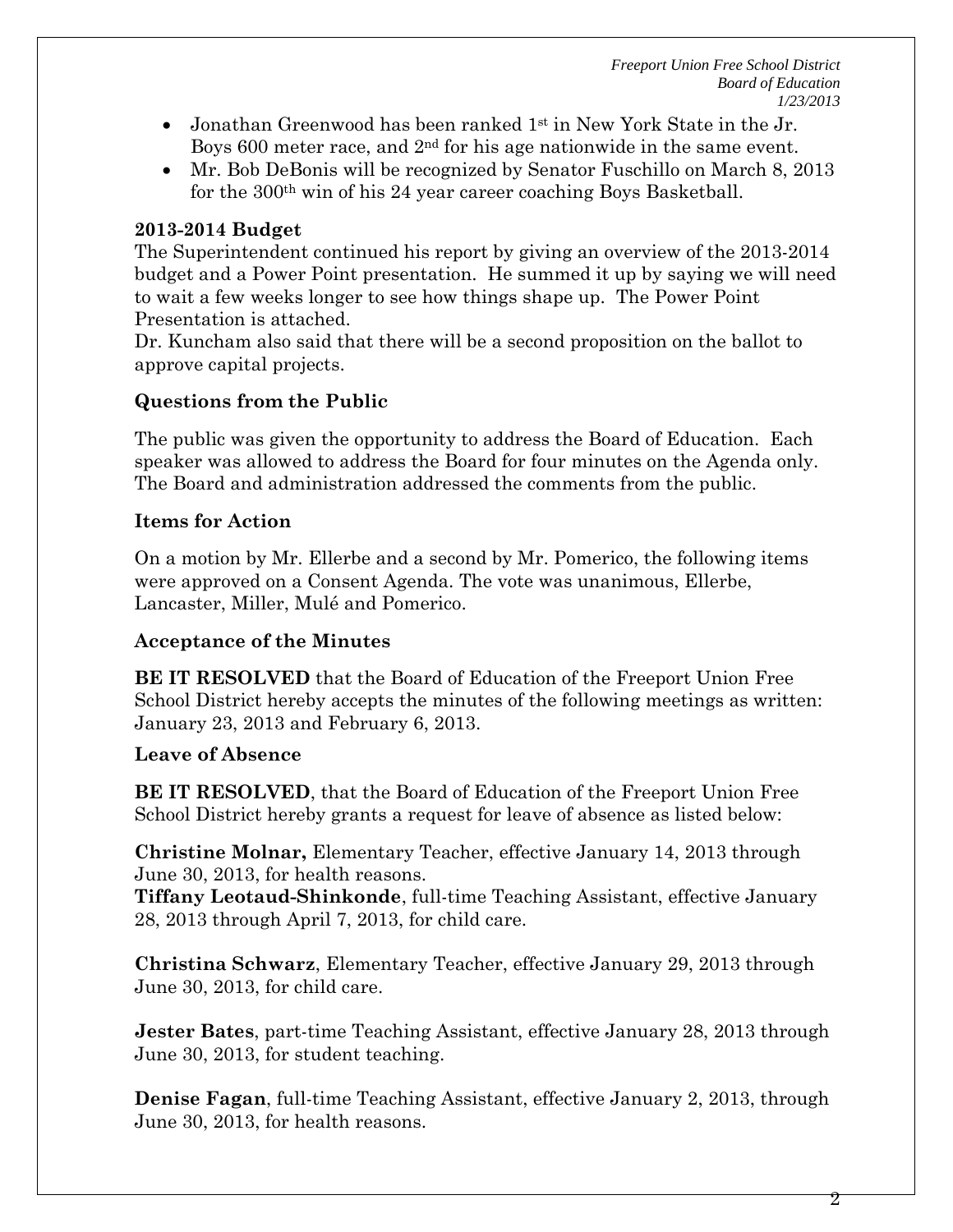- Jonathan Greenwood has been ranked 1st in New York State in the Jr. Boys 600 meter race, and 2nd for his age nationwide in the same event.
- Mr. Bob DeBonis will be recognized by Senator Fuschillo on March 8, 2013 for the 300th win of his 24 year career coaching Boys Basketball.

**2013-2014 Budget**

The Superintendent continued his report by giving an overview of the 2013-2014 budget and a Power Point presentation. He summed it up by saying we will need to wait a few weeks longer to see how things shape up. The Power Point Presentation is attached.

Dr. Kuncham also said that there will be a second proposition on the ballot to approve capital projects.

## Questions from the Public

The public was given the opportunity to address the Board of Education. Each speaker was allowed to address the Board for four minutes on the Agenda only. The Board and administration addressed the comments from the public.

## Items for Action

On a motion by Mr. Ellerbe and a second by Mr. Pomerico, the following items were approved on a Consent Agenda. The vote was unanimous, Ellerbe, Lancaster, Miller, Mulé and Pomerico.

## Acceptance of the Minutes

**BE IT RESOLVED** that the Board of Education of the Freeport Union Free School District hereby accepts the minutes of the following meetings as written: January 23, 2013 and February 6, 2013.

### Leave of Absence

**BE IT RESOLVED**, that the Board of Education of the Freeport Union Free School District hereby grants a request for leave of absence as listed below:

**Christine Molnar,** Elementary Teacher, effective January 14, 2013 through June 30, 2013, for health reasons.

**Tiffany Leotaud-Shinkonde**, full-time Teaching Assistant, effective January 28, 2013 through April 7, 2013, for child care.

**Christina Schwarz**, Elementary Teacher, effective January 29, 2013 through June 30, 2013, for child care.

**Jester Bates**, part-time Teaching Assistant, effective January 28, 2013 through June 30, 2013, for student teaching.

**Denise Fagan**, full-time Teaching Assistant, effective January 2, 2013, through June 30, 2013, for health reasons.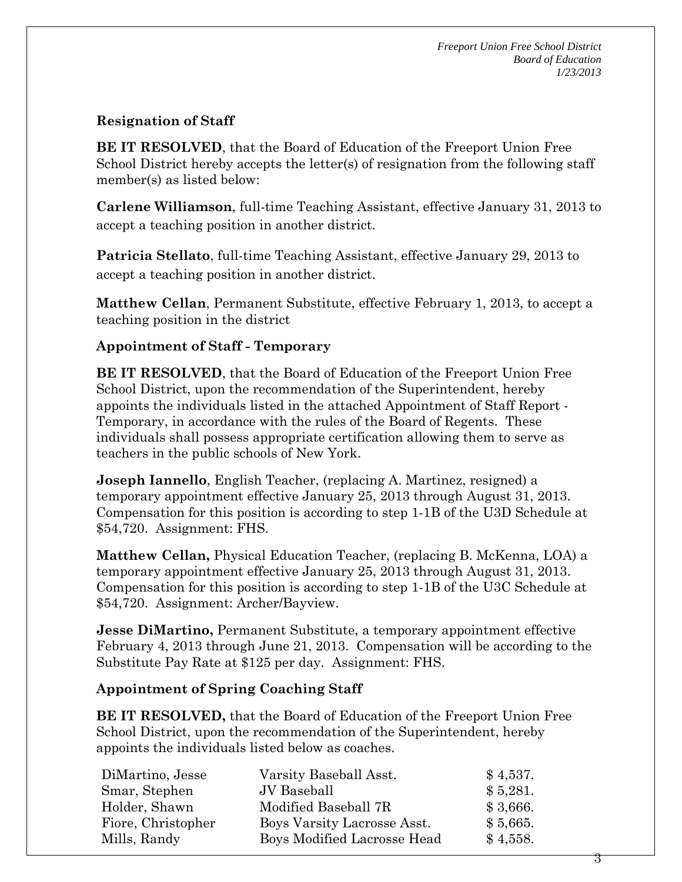### Resignation of Staff

**BE IT RESOLVED**, that the Board of Education of the Freeport Union Free School District hereby accepts the letter(s) of resignation from the following staff member(s) as listed below:

**Carlene Williamson**, full-time Teaching Assistant, effective January 31, 2013 to accept a teaching position in another district.

**Patricia Stellato**, full-time Teaching Assistant, effective January 29, 2013 to accept a teaching position in another district.

**Matthew Cellan**, Permanent Substitute, effective February 1, 2013, to accept a teaching position in the district

### Appointment of Staff - Temporary

**BE IT RESOLVED**, that the Board of Education of the Freeport Union Free School District, upon the recommendation of the Superintendent, hereby appoints the individuals listed in the attached Appointment of Staff Report - Temporary, in accordance with the rules of the Board of Regents. These individuals shall possess appropriate certification allowing them to serve as teachers in the public schools of New York.

**Joseph Iannello**, English Teacher, (replacing A. Martinez, resigned) a temporary appointment effective January 25, 2013 through August 31, 2013. Compensation for this position is according to step 1-1B of the U3D Schedule at $54,720. Assignment: FHS.

**Matthew Cellan,** Physical Education Teacher, (replacing B. McKenna, LOA) a temporary appointment effective January 25, 2013 through August 31, 2013. Compensation for this position is according to step 1-1B of the U3C Schedule at $54,720. Assignment: Archer/Bayview.

**Jesse DiMartino,** Permanent Substitute, a temporary appointment effective February 4, 2013 through June 21, 2013. Compensation will be according to the Substitute Pay Rate at $125 per day. Assignment: FHS.

### Appointment of Spring Coaching Staff

**BE IT RESOLVED,** that the Board of Education of the Freeport Union Free School District, upon the recommendation of the Superintendent, hereby appoints the individuals listed below as coaches.

| | | |
|---|---|---|
| DiMartino, Jesse | Varsity Baseball Asst. | $ 4,537. |
| Smar, Stephen | JV Baseball | $ 5,281. |
| Holder, Shawn | Modified Baseball 7R | $ 3,666. |
| Fiore, Christopher | Boys Varsity Lacrosse Asst. | $ 5,665. |
| Mills, Randy | Boys Modified Lacrosse Head | $ 4,558. |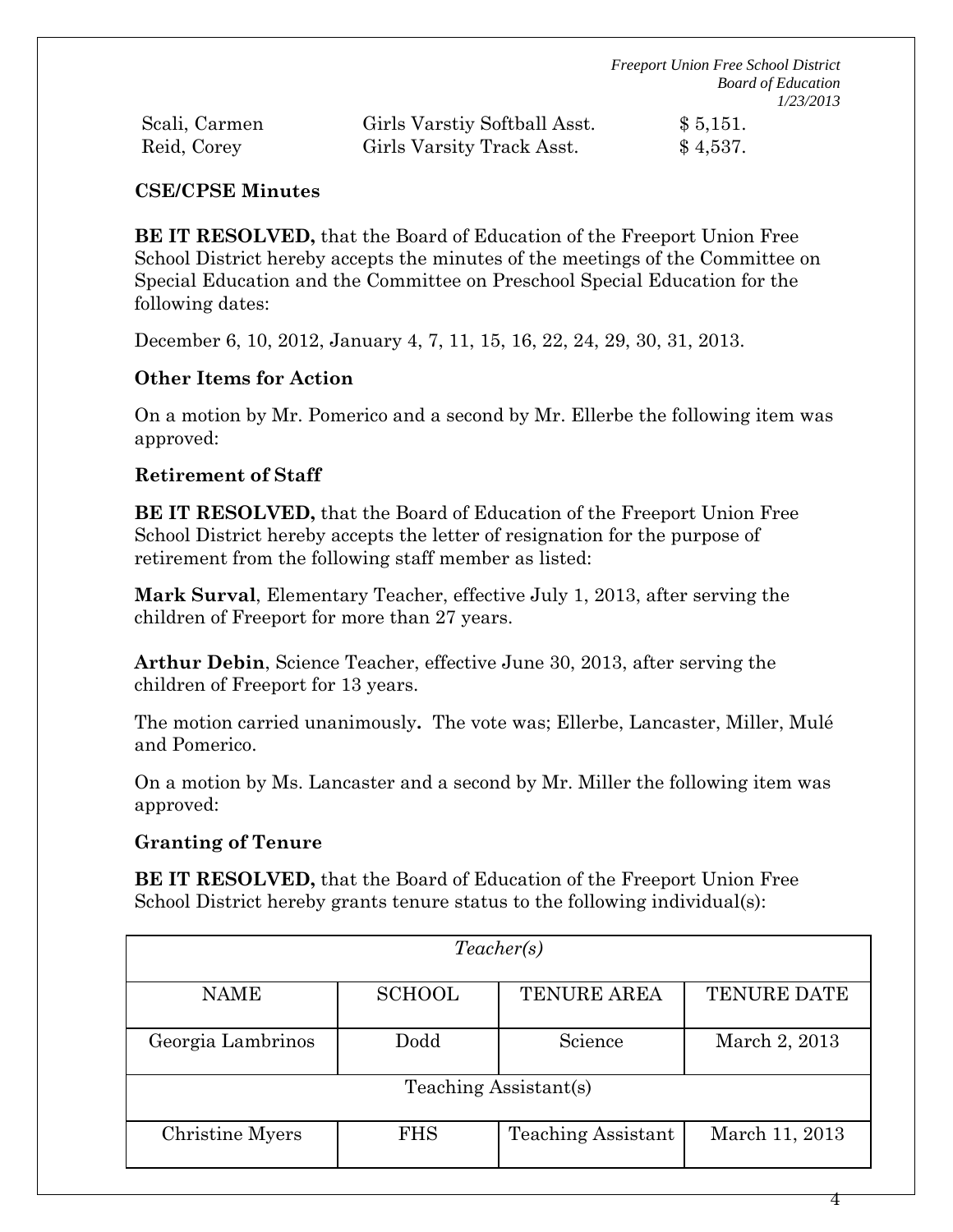| | | |
|---|---|---|
| Scali, Carmen | Girls Varstiy Softball Asst. | $ 5,151. |
| Reid, Corey | Girls Varsity Track Asst. | $ 4,537. |

**CSE/CPSE Minutes**

**BE IT RESOLVED,** that the Board of Education of the Freeport Union Free School District hereby accepts the minutes of the meetings of the Committee on Special Education and the Committee on Preschool Special Education for the following dates:

December 6, 10, 2012, January 4, 7, 11, 15, 16, 22, 24, 29, 30, 31, 2013.

**Other Items for Action**

On a motion by Mr. Pomerico and a second by Mr. Ellerbe the following item was approved:

**Retirement of Staff**

**BE IT RESOLVED,** that the Board of Education of the Freeport Union Free School District hereby accepts the letter of resignation for the purpose of retirement from the following staff member as listed:

**Mark Surval**, Elementary Teacher, effective July 1, 2013, after serving the children of Freeport for more than 27 years.

**Arthur Debin**, Science Teacher, effective June 30, 2013, after serving the children of Freeport for 13 years.

The motion carried unanimously**.** The vote was; Ellerbe, Lancaster, Miller, Mulé and Pomerico.

On a motion by Ms. Lancaster and a second by Mr. Miller the following item was approved:

**Granting of Tenure**

**BE IT RESOLVED,** that the Board of Education of the Freeport Union Free School District hereby grants tenure status to the following individual(s):

| *Teacher(s)* | | | |
|---|---|---|---|
| NAME | SCHOOL | TENURE AREA | TENURE DATE |
| Georgia Lambrinos | Dodd | Science | March 2, 2013 |
| Teaching Assistant(s) | | | |
| Christine Myers | FHS | Teaching Assistant | March 11, 2013 |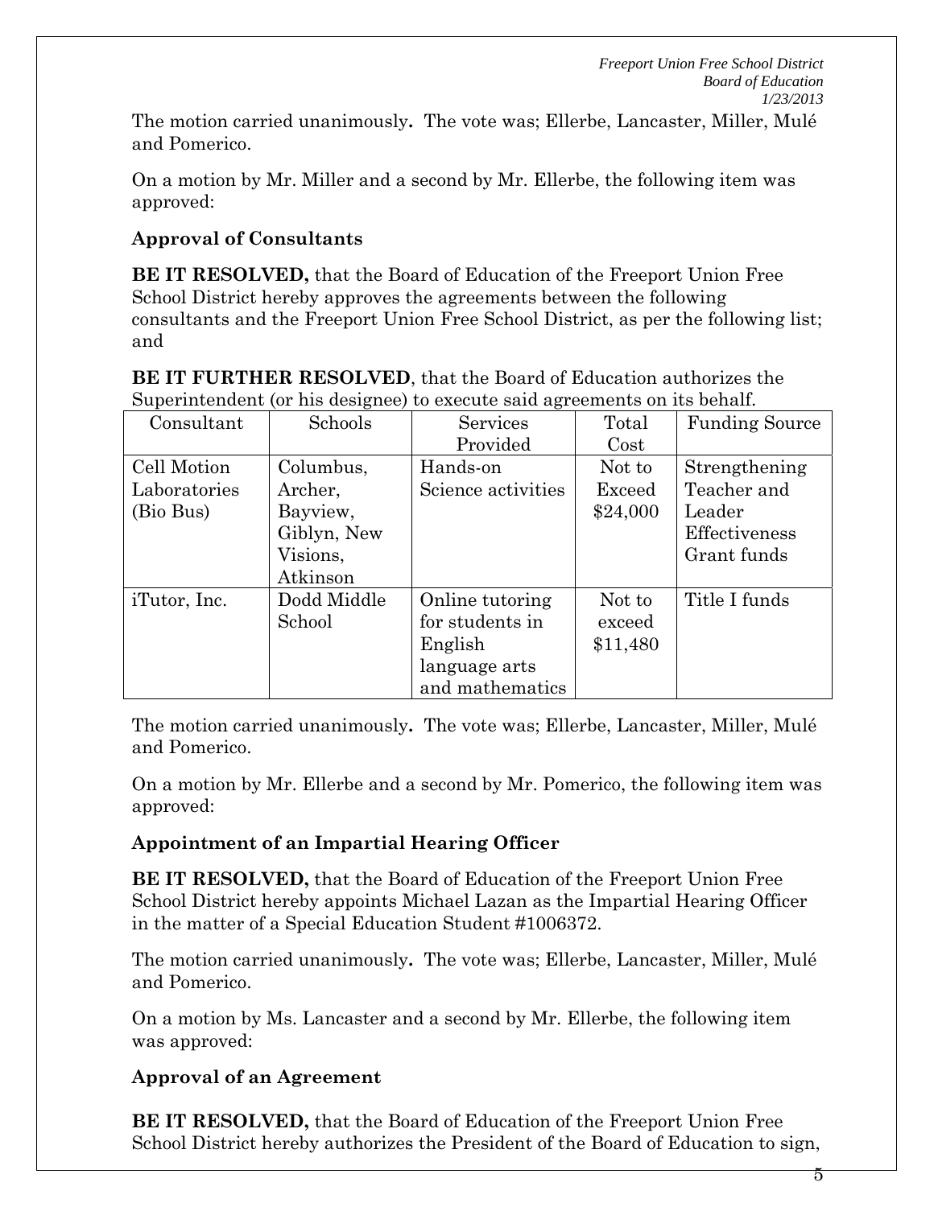The motion carried unanimously**.** The vote was; Ellerbe, Lancaster, Miller, Mulé and Pomerico.

On a motion by Mr. Miller and a second by Mr. Ellerbe, the following item was approved:

**Approval of Consultants**

**BE IT RESOLVED,** that the Board of Education of the Freeport Union Free School District hereby approves the agreements between the following consultants and the Freeport Union Free School District, as per the following list; and

**BE IT FURTHER RESOLVED**, that the Board of Education authorizes the Superintendent (or his designee) to execute said agreements on its behalf.

| Consultant | Schools | Services Provided | Total Cost | Funding Source |
|---|---|---|---|---|
| Cell Motion Laboratories (Bio Bus) | Columbus, Archer, Bayview, Giblyn, New Visions, Atkinson | Hands-on Science activities | Not to Exceed $24,000 | Strengthening Teacher and Leader Effectiveness Grant funds |
| iTutor, Inc. | Dodd Middle School | Online tutoring for students in English language arts and mathematics | Not to exceed $11,480 | Title I funds |

The motion carried unanimously**.** The vote was; Ellerbe, Lancaster, Miller, Mulé and Pomerico.

On a motion by Mr. Ellerbe and a second by Mr. Pomerico, the following item was approved:

**Appointment of an Impartial Hearing Officer**

**BE IT RESOLVED,** that the Board of Education of the Freeport Union Free School District hereby appoints Michael Lazan as the Impartial Hearing Officer in the matter of a Special Education Student #1006372.

The motion carried unanimously**.** The vote was; Ellerbe, Lancaster, Miller, Mulé and Pomerico.

On a motion by Ms. Lancaster and a second by Mr. Ellerbe, the following item was approved:

**Approval of an Agreement**

**BE IT RESOLVED,** that the Board of Education of the Freeport Union Free School District hereby authorizes the President of the Board of Education to sign,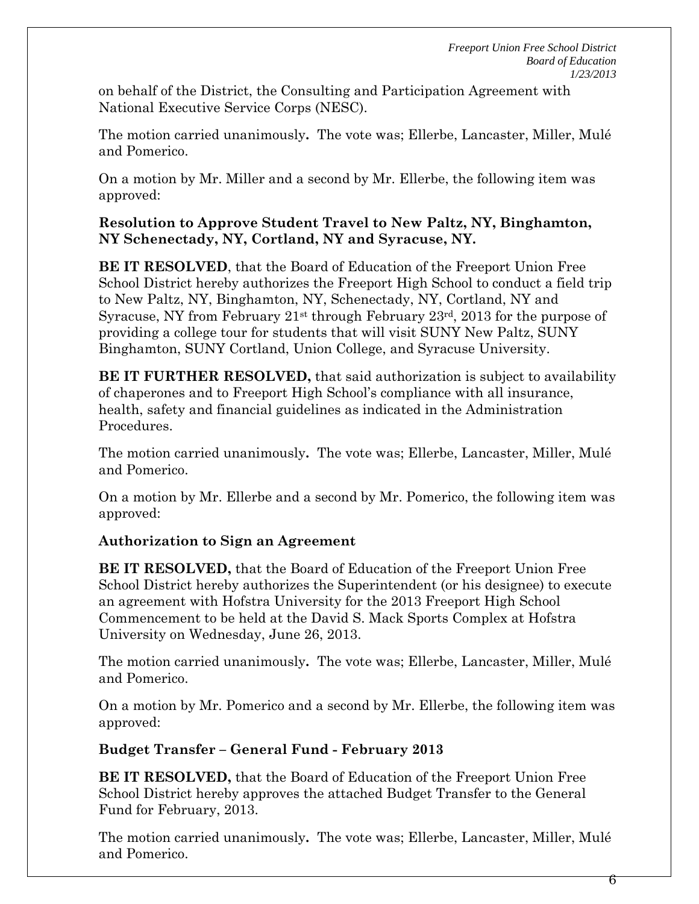on behalf of the District, the Consulting and Participation Agreement with National Executive Service Corps (NESC).

The motion carried unanimously**.** The vote was; Ellerbe, Lancaster, Miller, Mulé and Pomerico.

On a motion by Mr. Miller and a second by Mr. Ellerbe, the following item was approved:

**Resolution to Approve Student Travel to New Paltz, NY, Binghamton, NY Schenectady, NY, Cortland, NY and Syracuse, NY.**

**BE IT RESOLVED**, that the Board of Education of the Freeport Union Free School District hereby authorizes the Freeport High School to conduct a field trip to New Paltz, NY, Binghamton, NY, Schenectady, NY, Cortland, NY and Syracuse, NY from February 21st through February 23rd, 2013 for the purpose of providing a college tour for students that will visit SUNY New Paltz, SUNY Binghamton, SUNY Cortland, Union College, and Syracuse University.

**BE IT FURTHER RESOLVED,** that said authorization is subject to availability of chaperones and to Freeport High School's compliance with all insurance, health, safety and financial guidelines as indicated in the Administration Procedures.

The motion carried unanimously**.** The vote was; Ellerbe, Lancaster, Miller, Mulé and Pomerico.

On a motion by Mr. Ellerbe and a second by Mr. Pomerico, the following item was approved:

**Authorization to Sign an Agreement**

**BE IT RESOLVED,** that the Board of Education of the Freeport Union Free School District hereby authorizes the Superintendent (or his designee) to execute an agreement with Hofstra University for the 2013 Freeport High School Commencement to be held at the David S. Mack Sports Complex at Hofstra University on Wednesday, June 26, 2013.

The motion carried unanimously**.** The vote was; Ellerbe, Lancaster, Miller, Mulé and Pomerico.

On a motion by Mr. Pomerico and a second by Mr. Ellerbe, the following item was approved:

**Budget Transfer – General Fund - February 2013**

**BE IT RESOLVED,** that the Board of Education of the Freeport Union Free School District hereby approves the attached Budget Transfer to the General Fund for February, 2013.

The motion carried unanimously**.** The vote was; Ellerbe, Lancaster, Miller, Mulé and Pomerico.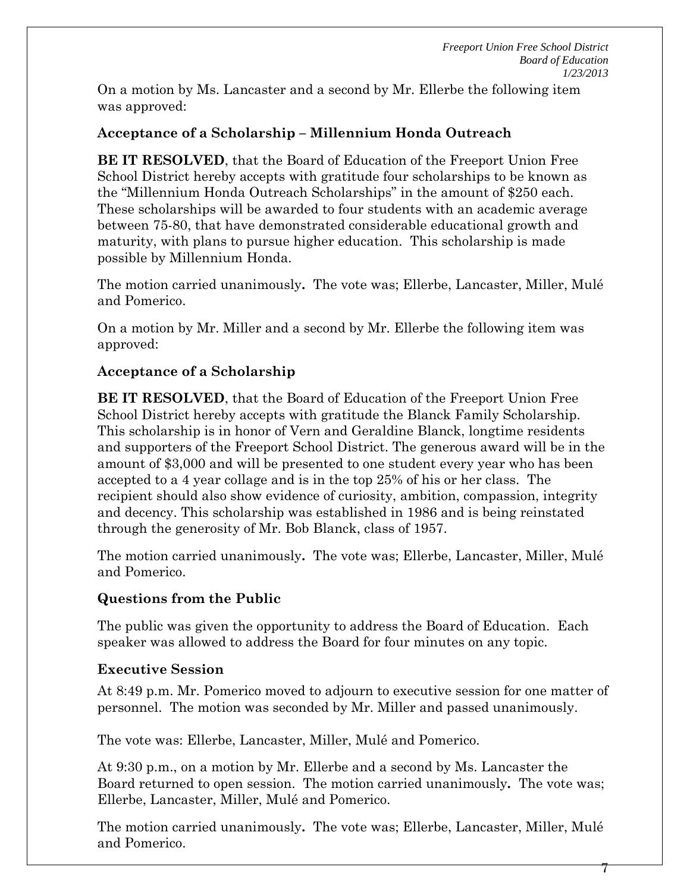On a motion by Ms. Lancaster and a second by Mr. Ellerbe the following item was approved:

**Acceptance of a Scholarship – Millennium Honda Outreach**

**BE IT RESOLVED**, that the Board of Education of the Freeport Union Free School District hereby accepts with gratitude four scholarships to be known as the "Millennium Honda Outreach Scholarships" in the amount of $250 each. These scholarships will be awarded to four students with an academic average between 75-80, that have demonstrated considerable educational growth and maturity, with plans to pursue higher education. This scholarship is made possible by Millennium Honda.

The motion carried unanimously**.** The vote was; Ellerbe, Lancaster, Miller, Mulé and Pomerico.

On a motion by Mr. Miller and a second by Mr. Ellerbe the following item was approved:

**Acceptance of a Scholarship**

**BE IT RESOLVED**, that the Board of Education of the Freeport Union Free School District hereby accepts with gratitude the Blanck Family Scholarship. This scholarship is in honor of Vern and Geraldine Blanck, longtime residents and supporters of the Freeport School District. The generous award will be in the amount of $3,000 and will be presented to one student every year who has been accepted to a 4 year collage and is in the top 25% of his or her class. The recipient should also show evidence of curiosity, ambition, compassion, integrity and decency. This scholarship was established in 1986 and is being reinstated through the generosity of Mr. Bob Blanck, class of 1957.

The motion carried unanimously**.** The vote was; Ellerbe, Lancaster, Miller, Mulé and Pomerico.

**Questions from the Public**

The public was given the opportunity to address the Board of Education. Each speaker was allowed to address the Board for four minutes on any topic.

**Executive Session**

At 8:49 p.m. Mr. Pomerico moved to adjourn to executive session for one matter of personnel. The motion was seconded by Mr. Miller and passed unanimously.

The vote was: Ellerbe, Lancaster, Miller, Mulé and Pomerico.

At 9:30 p.m., on a motion by Mr. Ellerbe and a second by Ms. Lancaster the Board returned to open session. The motion carried unanimously**.** The vote was; Ellerbe, Lancaster, Miller, Mulé and Pomerico.

The motion carried unanimously**.** The vote was; Ellerbe, Lancaster, Miller, Mulé and Pomerico.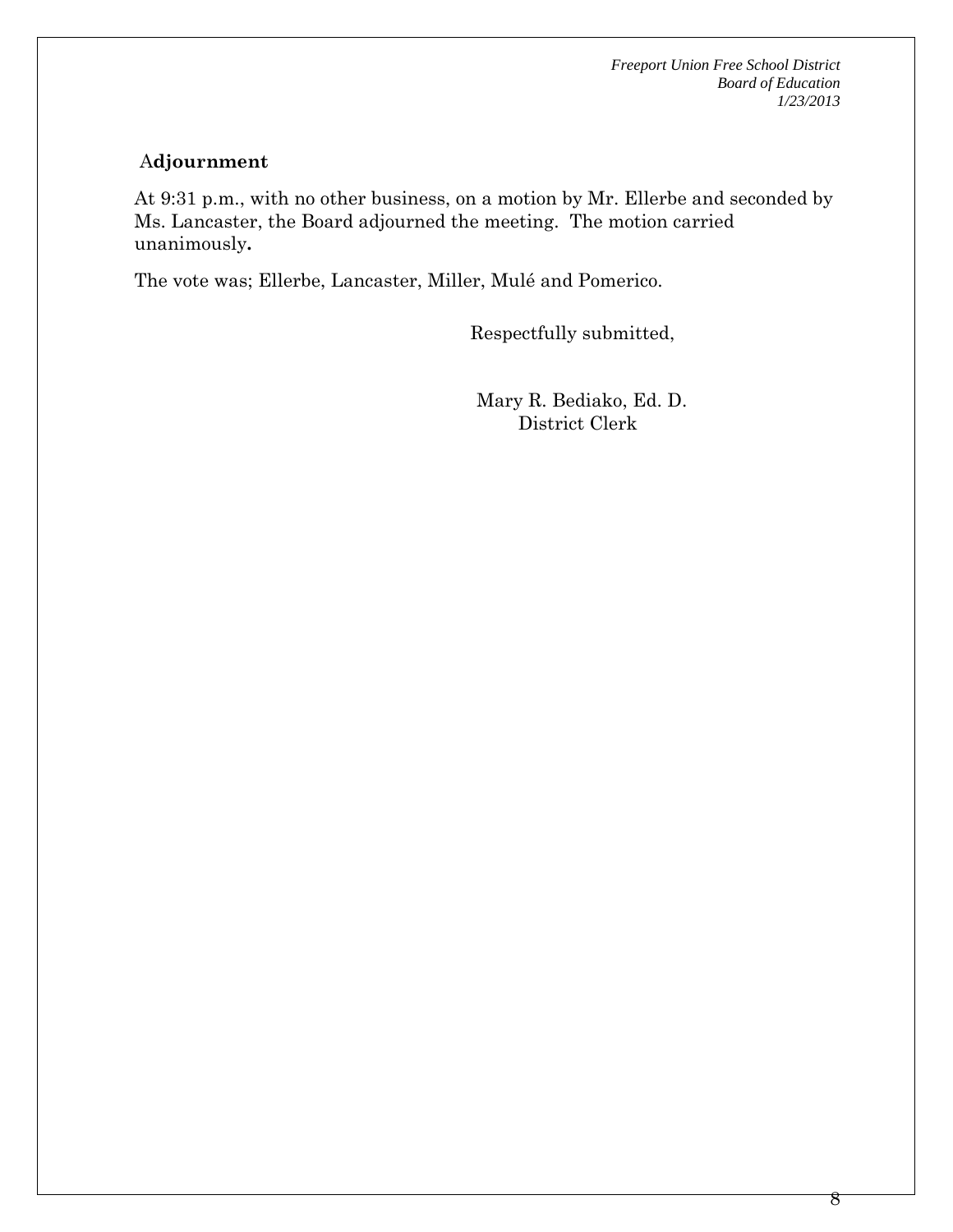## Adjournment

At 9:31 p.m., with no other business, on a motion by Mr. Ellerbe and seconded by Ms. Lancaster, the Board adjourned the meeting. The motion carried unanimously**.**

The vote was; Ellerbe, Lancaster, Miller, Mulé and Pomerico.

Respectfully submitted,

Mary R. Bediako, Ed. D.
District Clerk